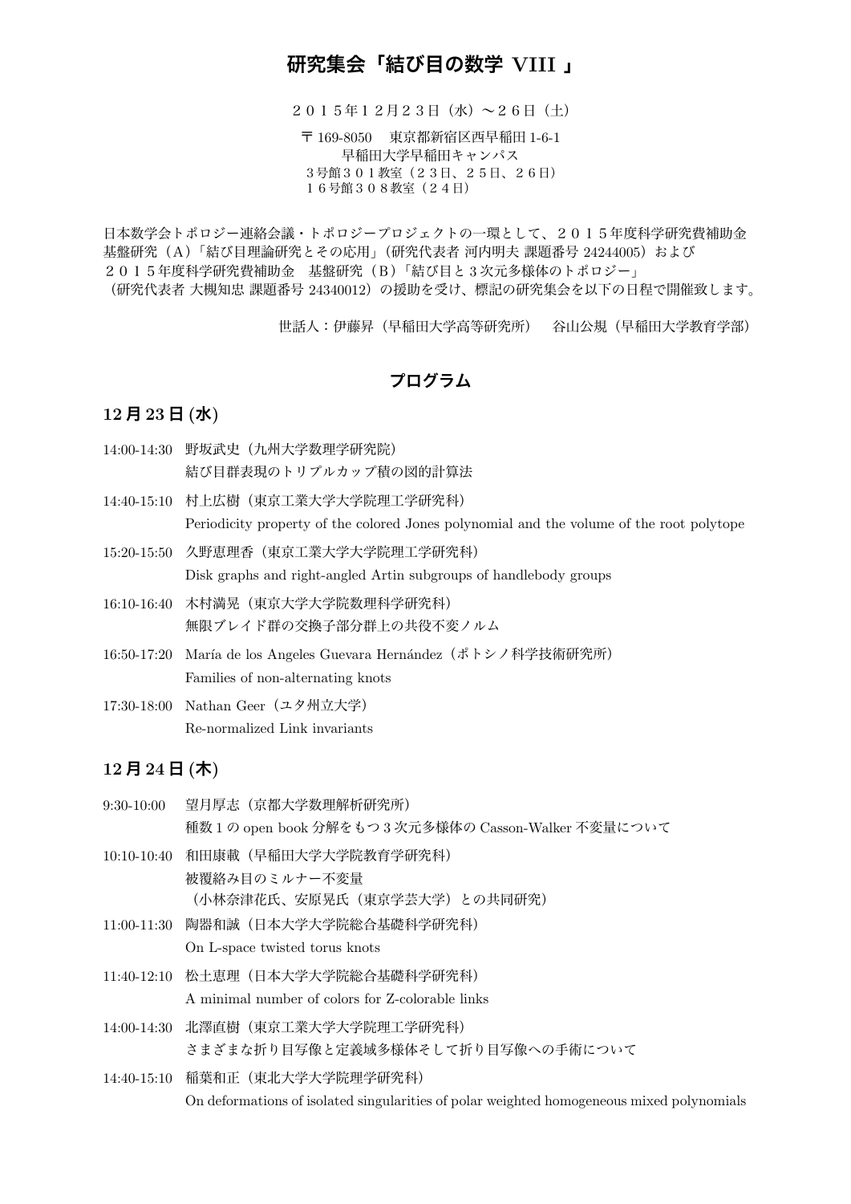# 研究集会「結び目の数学 VIII 」

２０１５年１２月２３日（水）〜２６日（土）

〒169-8050　東京都新宿区西早稲田 1-6-1
早稲田大学早稲田キャンパス
３号館３０１教室（２３日、２５日、２６日）
１６号館３０８教室（２４日）

日本数学会トポロジー連絡会議・トポロジープロジェクトの一環として、２０１５年度科学研究費補助金基盤研究（A）「結び目理論研究とその応用」（研究代表者 河内明夫 課題番号 24244005）および２０１５年度科学研究費補助金　基盤研究（B）「結び目と３次元多様体のトポロジー」（研究代表者 大槻知忠 課題番号 24340012）の援助を受け、標記の研究集会を以下の日程で開催致します。

世話人：伊藤昇（早稲田大学高等研究所）　谷山公規（早稲田大学教育学部）

## プログラム

### 12 月 23 日 (水)

- 14:00-14:30　野坂武史（九州大学数理学研究院）
  結び目群表現のトリプルカップ積の図的計算法
- 14:40-15:10　村上広樹（東京工業大学大学院理工学研究科）
  Periodicity property of the colored Jones polynomial and the volume of the root polytope
- 15:20-15:50　久野恵理香（東京工業大学大学院理工学研究科）
  Disk graphs and right-angled Artin subgroups of handlebody groups
- 16:10-16:40　木村満晃（東京大学大学院数理科学研究科）
  無限ブレイド群の交換子部分群上の共役不変ノルム
- 16:50-17:20　María de los Angeles Guevara Hernández（ポトシノ科学技術研究所）
  Families of non-alternating knots
- 17:30-18:00　Nathan Geer（ユタ州立大学）
  Re-normalized Link invariants

### 12 月 24 日 (木)

- 9:30-10:00　望月厚志（京都大学数理解析研究所）
  種数１の open book 分解をもつ３次元多様体の Casson-Walker 不変量について
- 10:10-10:40　和田康載（早稲田大学大学院教育学研究科）
  被覆絡み目のミルナー不変量
  （小林奈津花氏、安原晃氏（東京学芸大学）との共同研究）
- 11:00-11:30　陶器和誠（日本大学大学院総合基礎科学研究科）
  On L-space twisted torus knots
- 11:40-12:10　松土恵理（日本大学大学院総合基礎科学研究科）
  A minimal number of colors for Z-colorable links
- 14:00-14:30　北澤直樹（東京工業大学大学院理工学研究科）
  さまざまな折り目写像と定義域多様体そして折り目写像への手術について
- 14:40-15:10　稲葉和正（東北大学大学院理学研究科）
  On deformations of isolated singularities of polar weighted homogeneous mixed polynomials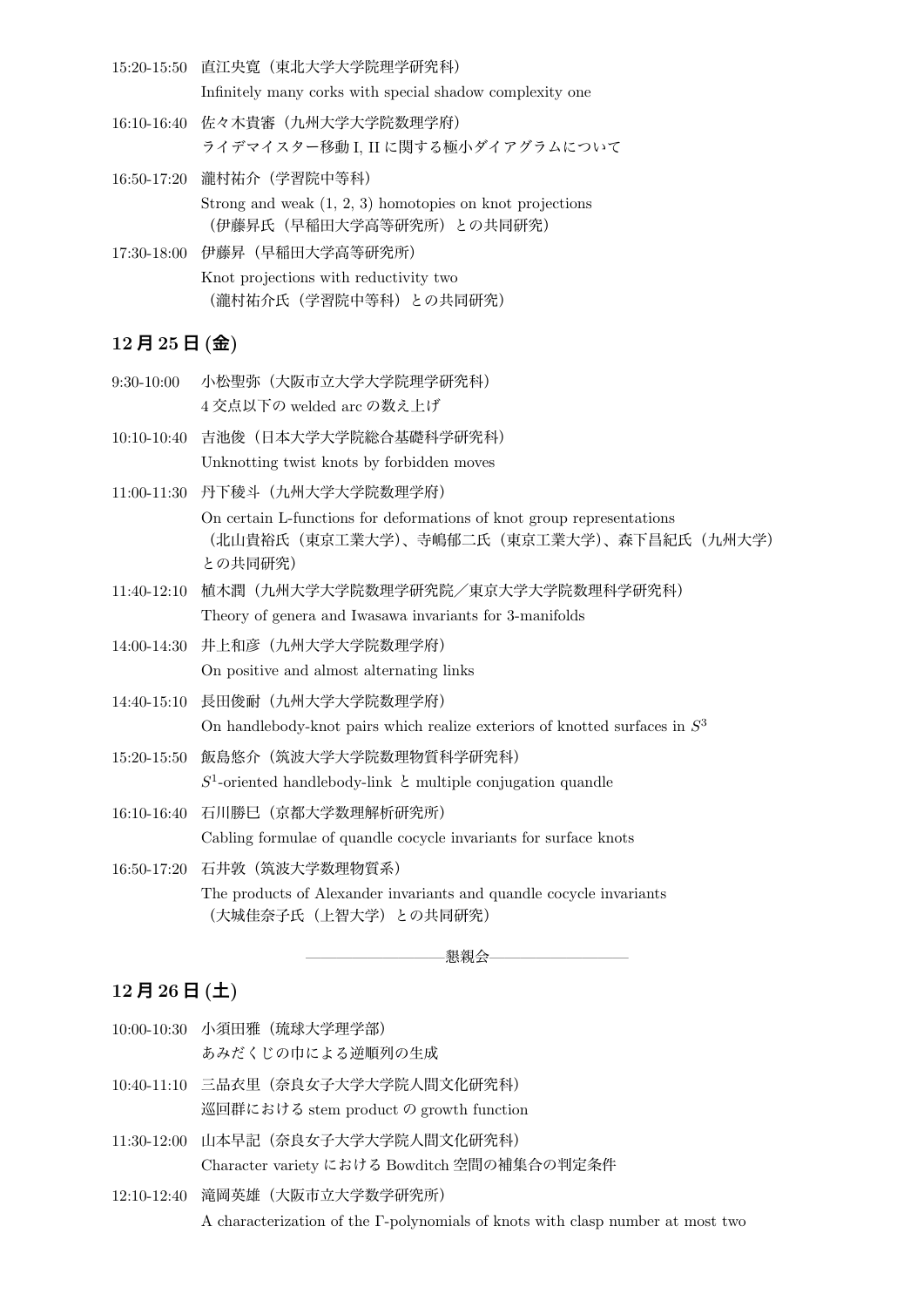15:20-15:50 直江央寛（東北大学大学院理学研究科）
Infinitely many corks with special shadow complexity one

16:10-16:40 佐々木貴審（九州大学大学院数理学府）
ライデマイスター移動 I, II に関する極小ダイアグラムについて

16:50-17:20 瀧村祐介（学習院中等科）
Strong and weak (1, 2, 3) homotopies on knot projections
（伊藤昇氏（早稲田大学高等研究所）との共同研究）

17:30-18:00 伊藤昇（早稲田大学高等研究所）
Knot projections with reductivity two
（瀧村祐介氏（学習院中等科）との共同研究）

## 12 月 25 日 (金)

9:30-10:00 小松聖弥（大阪市立大学大学院理学研究科）
4 交点以下の welded arc の数え上げ

10:10-10:40 吉池俊（日本大学大学院総合基礎科学研究科）
Unknotting twist knots by forbidden moves

11:00-11:30 丹下稜斗（九州大学大学院数理学府）
On certain L-functions for deformations of knot group representations
（北山貴裕氏（東京工業大学)、寺嶋郁二氏（東京工業大学)、森下昌紀氏（九州大学）との共同研究）

11:40-12:10 植木潤（九州大学大学院数理学研究院／東京大学大学院数理科学研究科）
Theory of genera and Iwasawa invariants for 3-manifolds

14:00-14:30 井上和彦（九州大学大学院数理学府）
On positive and almost alternating links

14:40-15:10 長田俊耐（九州大学大学院数理学府）
On handlebody-knot pairs which realize exteriors of knotted surfaces in $S^3$

15:20-15:50 飯島悠介（筑波大学大学院数理物質科学研究科）
$S^1$-oriented handlebody-link と multiple conjugation quandle

16:10-16:40 石川勝巳（京都大学数理解析研究所）
Cabling formulae of quandle cocycle invariants for surface knots

16:50-17:20 石井敦（筑波大学数理物質系）
The products of Alexander invariants and quandle cocycle invariants
（大城佳奈子氏（上智大学）との共同研究）

——————懇親会——————

## 12 月 26 日 (土)

10:00-10:30 小須田雅（琉球大学理学部）
あみだくじの巾による逆順列の生成

10:40-11:10 三品衣里（奈良女子大学大学院人間文化研究科）
巡回群における stem product の growth function

11:30-12:00 山本早記（奈良女子大学大学院人間文化研究科）
Character variety における Bowditch 空間の補集合の判定条件

12:10-12:40 滝岡英雄（大阪市立大学数学研究所）
A characterization of the Γ-polynomials of knots with clasp number at most two